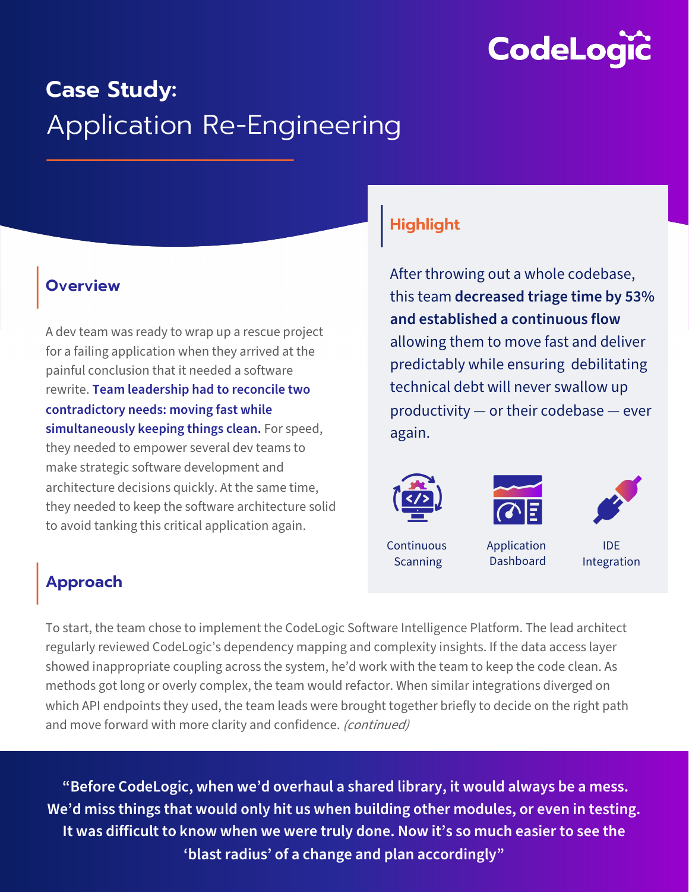CodeLogic

# Case Study:
# Application Re-Engineering

## Overview

A dev team was ready to wrap up a rescue project for a failing application when they arrived at the painful conclusion that it needed a software rewrite. **Team leadership had to reconcile two contradictory needs: moving fast while simultaneously keeping things clean.** For speed, they needed to empower several dev teams to make strategic software development and architecture decisions quickly. At the same time, they needed to keep the software architecture solid to avoid tanking this critical application again.

## Highlight

After throwing out a whole codebase, this team **decreased triage time by 53% and established a continuous flow** allowing them to move fast and deliver predictably while ensuring debilitating technical debt will never swallow up productivity — or their codebase — ever again.

Continuous Scanning

Application Dashboard

IDE Integration

## Approach

To start, the team chose to implement the CodeLogic Software Intelligence Platform. The lead architect regularly reviewed CodeLogic's dependency mapping and complexity insights. If the data access layer showed inappropriate coupling across the system, he'd work with the team to keep the code clean. As methods got long or overly complex, the team would refactor. When similar integrations diverged on which API endpoints they used, the team leads were brought together briefly to decide on the right path and move forward with more clarity and confidence. *(continued)*

**"Before CodeLogic, when we'd overhaul a shared library, it would always be a mess. We'd miss things that would only hit us when building other modules, or even in testing. It was difficult to know when we were truly done. Now it's so much easier to see the 'blast radius' of a change and plan accordingly"**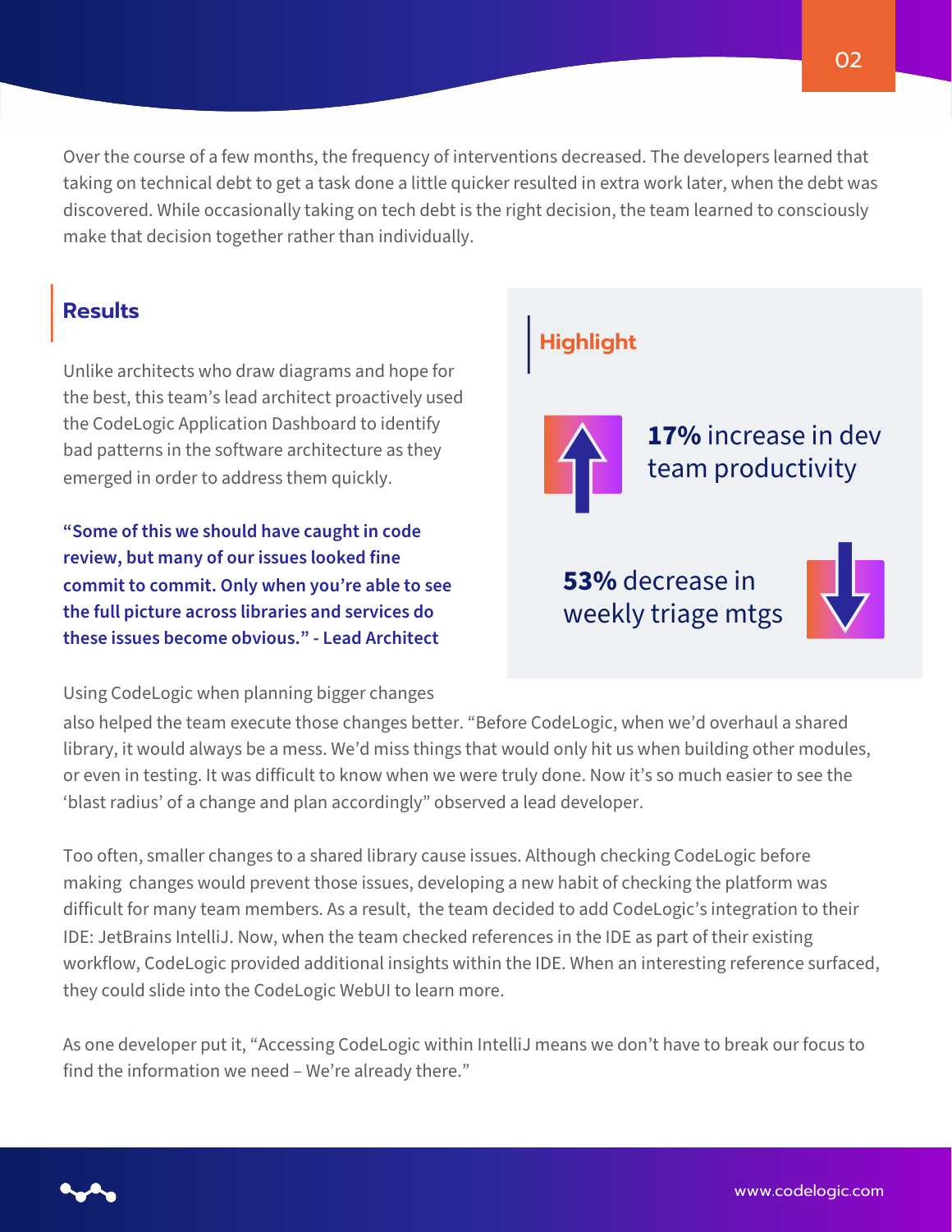Over the course of a few months, the frequency of interventions decreased. The developers learned that taking on technical debt to get a task done a little quicker resulted in extra work later, when the debt was discovered. While occasionally taking on tech debt is the right decision, the team learned to consciously make that decision together rather than individually.

## Results

Unlike architects who draw diagrams and hope for the best, this team's lead architect proactively used the CodeLogic Application Dashboard to identify bad patterns in the software architecture as they emerged in order to address them quickly.

**"Some of this we should have caught in code review, but many of our issues looked fine commit to commit. Only when you're able to see the full picture across libraries and services do these issues become obvious." - Lead Architect**

### Highlight

**17%** increase in dev team productivity

**53%** decrease in weekly triage mtgs

Using CodeLogic when planning bigger changes also helped the team execute those changes better. "Before CodeLogic, when we'd overhaul a shared library, it would always be a mess. We'd miss things that would only hit us when building other modules, or even in testing. It was difficult to know when we were truly done. Now it's so much easier to see the 'blast radius' of a change and plan accordingly" observed a lead developer.

Too often, smaller changes to a shared library cause issues. Although checking CodeLogic before making changes would prevent those issues, developing a new habit of checking the platform was difficult for many team members. As a result, the team decided to add CodeLogic's integration to their IDE: JetBrains IntelliJ. Now, when the team checked references in the IDE as part of their existing workflow, CodeLogic provided additional insights within the IDE. When an interesting reference surfaced, they could slide into the CodeLogic WebUI to learn more.

As one developer put it, "Accessing CodeLogic within IntelliJ means we don't have to break our focus to find the information we need – We're already there."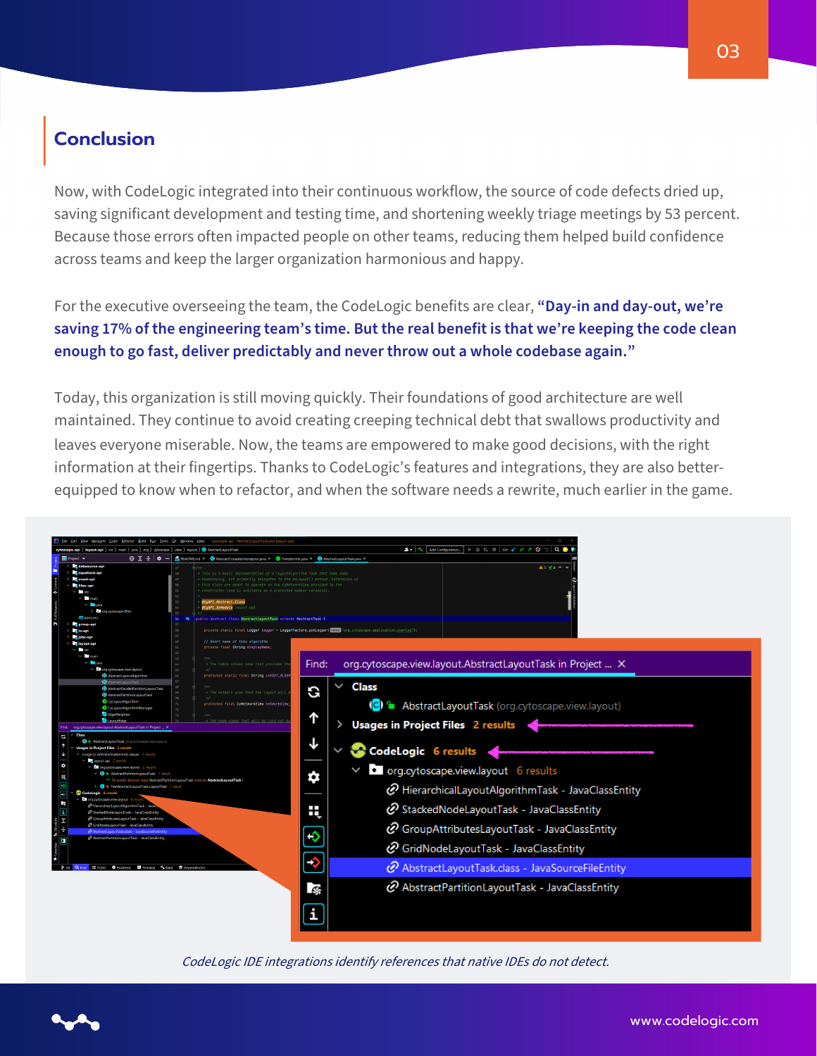## Conclusion

Now, with CodeLogic integrated into their continuous workflow, the source of code defects dried up, saving significant development and testing time, and shortening weekly triage meetings by 53 percent. Because those errors often impacted people on other teams, reducing them helped build confidence across teams and keep the larger organization harmonious and happy.

For the executive overseeing the team, the CodeLogic benefits are clear, **"Day-in and day-out, we're saving 17% of the engineering team's time. But the real benefit is that we're keeping the code clean enough to go fast, deliver predictably and never throw out a whole codebase again."**

Today, this organization is still moving quickly. Their foundations of good architecture are well maintained. They continue to avoid creating creeping technical debt that swallows productivity and leaves everyone miserable. Now, the teams are empowered to make good decisions, with the right information at their fingertips. Thanks to CodeLogic's features and integrations, they are also better-equipped to know when to refactor, and when the software needs a rewrite, much earlier in the game.

*CodeLogic IDE integrations identify references that native IDEs do not detect.*

www.codelogic.com